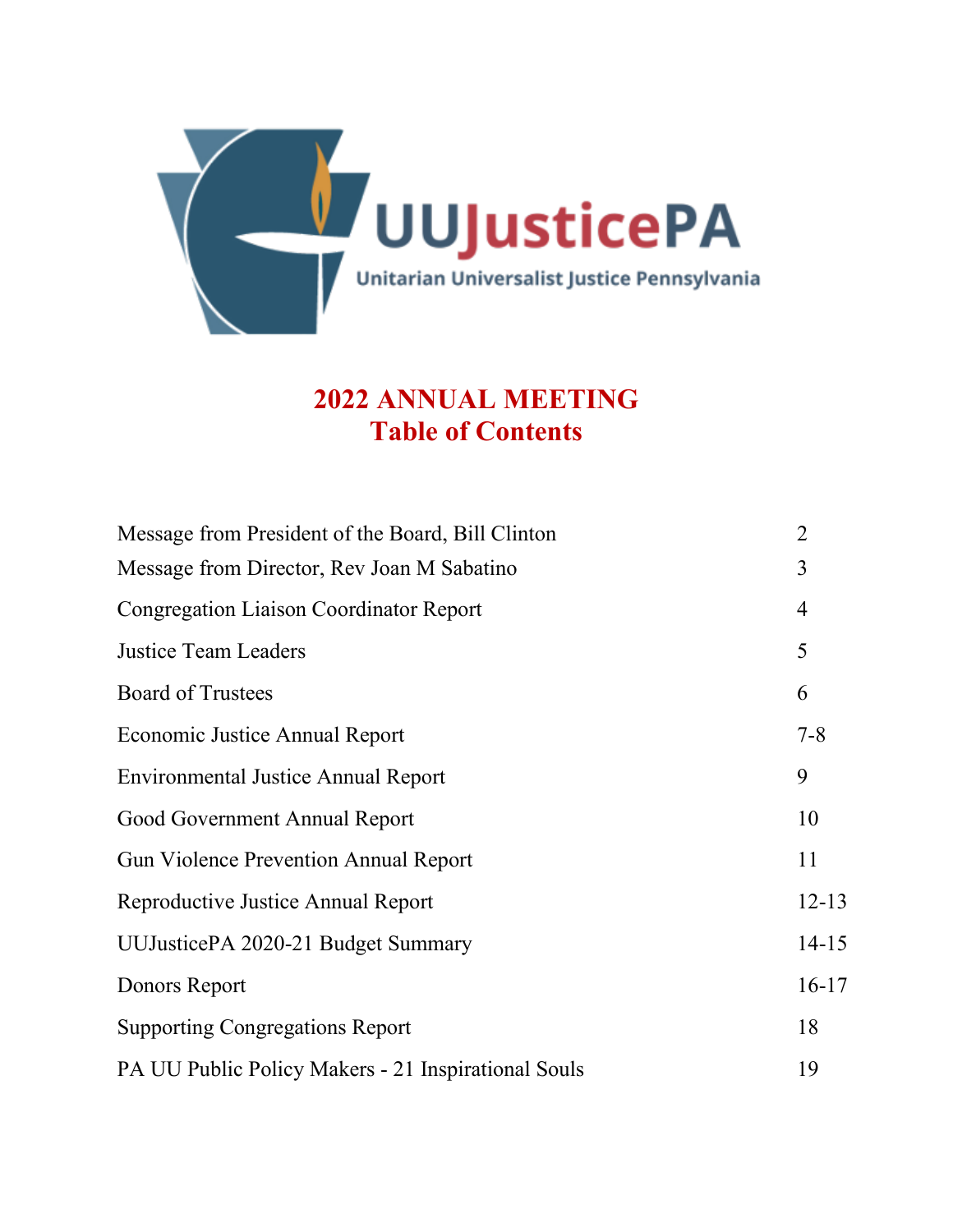UUJusticePA

Unitarian Universalist Justice Pennsylvania

# 2022 ANNUAL MEETING
# Table of Contents

| | |
|---|---|
| Message from President of the Board, Bill Clinton | 2 |
| Message from Director, Rev Joan M Sabatino | 3 |
| Congregation Liaison Coordinator Report | 4 |
| Justice Team Leaders | 5 |
| Board of Trustees | 6 |
| Economic Justice Annual Report | 7-8 |
| Environmental Justice Annual Report | 9 |
| Good Government Annual Report | 10 |
| Gun Violence Prevention Annual Report | 11 |
| Reproductive Justice Annual Report | 12-13 |
| UUJusticePA 2020-21 Budget Summary | 14-15 |
| Donors Report | 16-17 |
| Supporting Congregations Report | 18 |
| PA UU Public Policy Makers - 21 Inspirational Souls | 19 |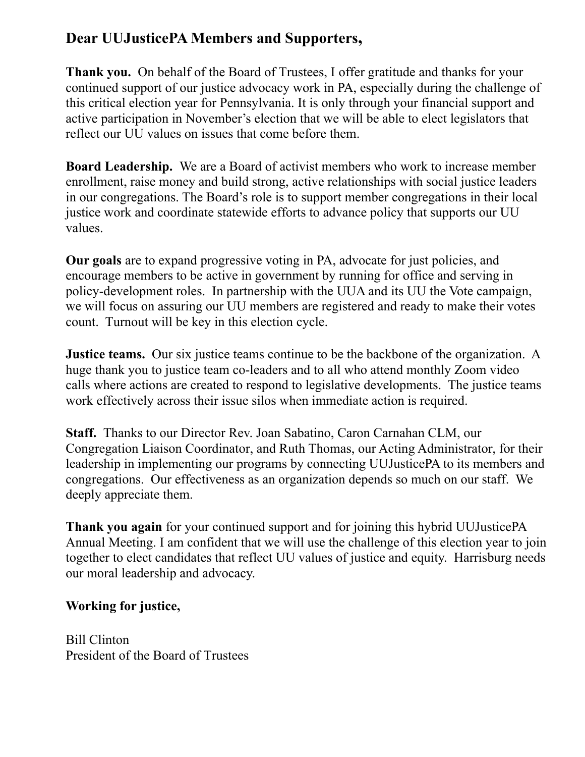## Dear UUJusticePA Members and Supporters,

**Thank you.** On behalf of the Board of Trustees, I offer gratitude and thanks for your continued support of our justice advocacy work in PA, especially during the challenge of this critical election year for Pennsylvania. It is only through your financial support and active participation in November's election that we will be able to elect legislators that reflect our UU values on issues that come before them.

**Board Leadership.** We are a Board of activist members who work to increase member enrollment, raise money and build strong, active relationships with social justice leaders in our congregations. The Board's role is to support member congregations in their local justice work and coordinate statewide efforts to advance policy that supports our UU values.

**Our goals** are to expand progressive voting in PA, advocate for just policies, and encourage members to be active in government by running for office and serving in policy-development roles. In partnership with the UUA and its UU the Vote campaign, we will focus on assuring our UU members are registered and ready to make their votes count. Turnout will be key in this election cycle.

**Justice teams.** Our six justice teams continue to be the backbone of the organization. A huge thank you to justice team co-leaders and to all who attend monthly Zoom video calls where actions are created to respond to legislative developments. The justice teams work effectively across their issue silos when immediate action is required.

**Staff.** Thanks to our Director Rev. Joan Sabatino, Caron Carnahan CLM, our Congregation Liaison Coordinator, and Ruth Thomas, our Acting Administrator, for their leadership in implementing our programs by connecting UUJusticePA to its members and congregations. Our effectiveness as an organization depends so much on our staff. We deeply appreciate them.

**Thank you again** for your continued support and for joining this hybrid UUJusticePA Annual Meeting. I am confident that we will use the challenge of this election year to join together to elect candidates that reflect UU values of justice and equity. Harrisburg needs our moral leadership and advocacy.

**Working for justice,**

Bill Clinton
President of the Board of Trustees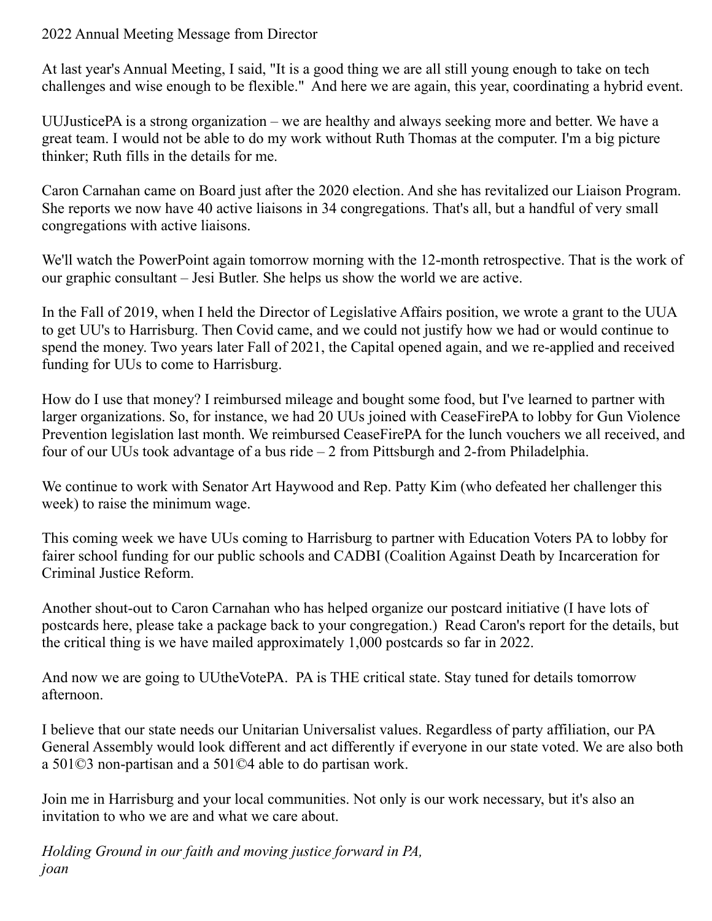2022 Annual Meeting Message from Director

At last year's Annual Meeting, I said, "It is a good thing we are all still young enough to take on tech challenges and wise enough to be flexible." And here we are again, this year, coordinating a hybrid event.

UUJusticePA is a strong organization – we are healthy and always seeking more and better. We have a great team. I would not be able to do my work without Ruth Thomas at the computer. I'm a big picture thinker; Ruth fills in the details for me.

Caron Carnahan came on Board just after the 2020 election. And she has revitalized our Liaison Program. She reports we now have 40 active liaisons in 34 congregations. That's all, but a handful of very small congregations with active liaisons.

We'll watch the PowerPoint again tomorrow morning with the 12-month retrospective. That is the work of our graphic consultant – Jesi Butler. She helps us show the world we are active.

In the Fall of 2019, when I held the Director of Legislative Affairs position, we wrote a grant to the UUA to get UU's to Harrisburg. Then Covid came, and we could not justify how we had or would continue to spend the money. Two years later Fall of 2021, the Capital opened again, and we re-applied and received funding for UUs to come to Harrisburg.

How do I use that money? I reimbursed mileage and bought some food, but I've learned to partner with larger organizations. So, for instance, we had 20 UUs joined with CeaseFirePA to lobby for Gun Violence Prevention legislation last month. We reimbursed CeaseFirePA for the lunch vouchers we all received, and four of our UUs took advantage of a bus ride – 2 from Pittsburgh and 2-from Philadelphia.

We continue to work with Senator Art Haywood and Rep. Patty Kim (who defeated her challenger this week) to raise the minimum wage.

This coming week we have UUs coming to Harrisburg to partner with Education Voters PA to lobby for fairer school funding for our public schools and CADBI (Coalition Against Death by Incarceration for Criminal Justice Reform.

Another shout-out to Caron Carnahan who has helped organize our postcard initiative (I have lots of postcards here, please take a package back to your congregation.) Read Caron's report for the details, but the critical thing is we have mailed approximately 1,000 postcards so far in 2022.

And now we are going to UUtheVotePA. PA is THE critical state. Stay tuned for details tomorrow afternoon.

I believe that our state needs our Unitarian Universalist values. Regardless of party affiliation, our PA General Assembly would look different and act differently if everyone in our state voted. We are also both a 501©3 non-partisan and a 501©4 able to do partisan work.

Join me in Harrisburg and your local communities. Not only is our work necessary, but it's also an invitation to who we are and what we care about.

*Holding Ground in our faith and moving justice forward in PA,*
*joan*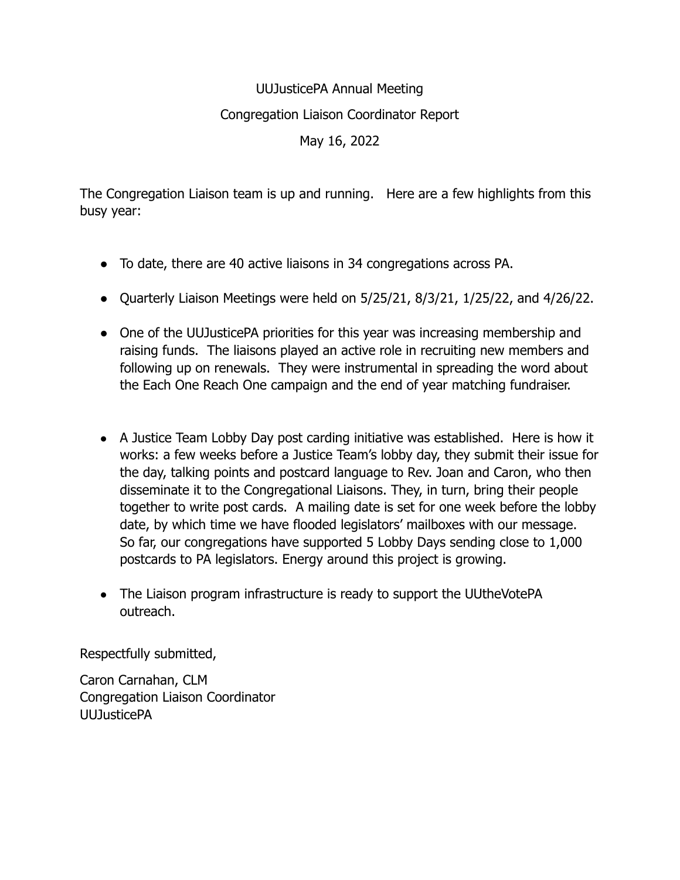# UUJusticePA Annual Meeting

## Congregation Liaison Coordinator Report

May 16, 2022

The Congregation Liaison team is up and running. Here are a few highlights from this busy year:

- To date, there are 40 active liaisons in 34 congregations across PA.
- Quarterly Liaison Meetings were held on 5/25/21, 8/3/21, 1/25/22, and 4/26/22.
- One of the UUJusticePA priorities for this year was increasing membership and raising funds. The liaisons played an active role in recruiting new members and following up on renewals. They were instrumental in spreading the word about the Each One Reach One campaign and the end of year matching fundraiser.
- A Justice Team Lobby Day post carding initiative was established. Here is how it works: a few weeks before a Justice Team's lobby day, they submit their issue for the day, talking points and postcard language to Rev. Joan and Caron, who then disseminate it to the Congregational Liaisons. They, in turn, bring their people together to write post cards. A mailing date is set for one week before the lobby date, by which time we have flooded legislators' mailboxes with our message. So far, our congregations have supported 5 Lobby Days sending close to 1,000 postcards to PA legislators. Energy around this project is growing.
- The Liaison program infrastructure is ready to support the UUtheVotePA outreach.

Respectfully submitted,

Caron Carnahan, CLM
Congregation Liaison Coordinator
UUJusticePA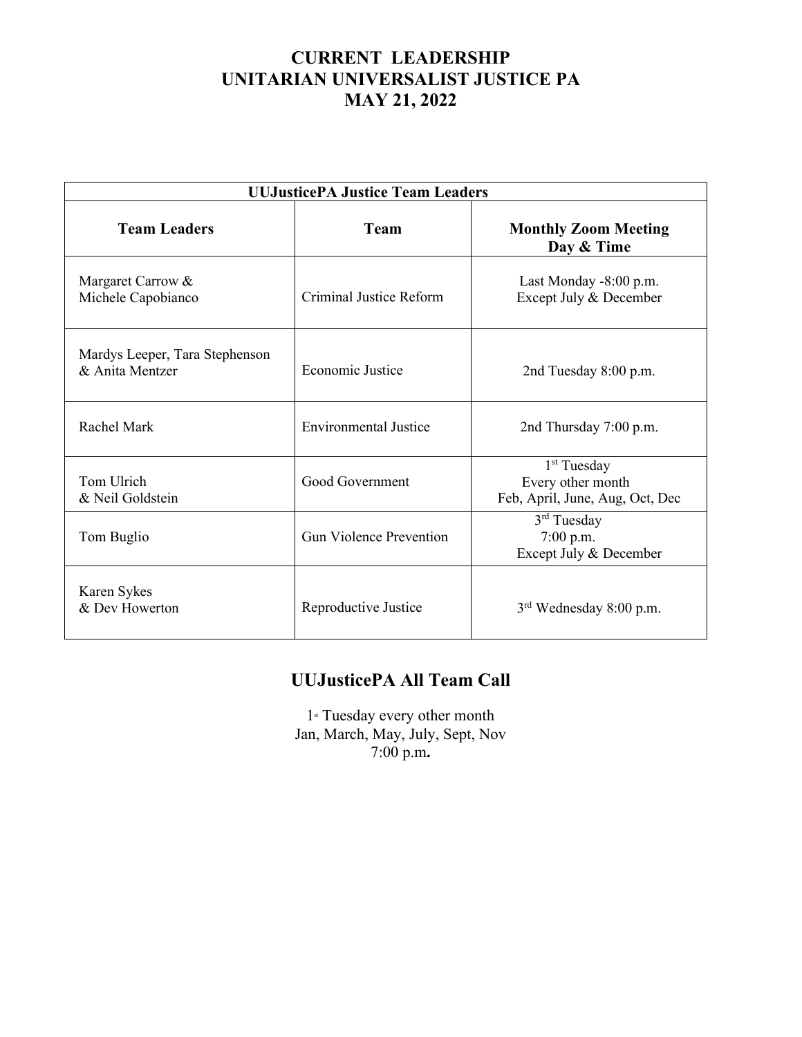# CURRENT LEADERSHIP
# UNITARIAN UNIVERSALIST JUSTICE PA
# MAY 21, 2022

| UUJusticePA Justice Team Leaders | | |
|---|---|---|
| **Team Leaders** | **Team** | **Monthly Zoom Meeting Day & Time** |
| Margaret Carrow & Michele Capobianco | Criminal Justice Reform | Last Monday -8:00 p.m. Except July & December |
| Mardys Leeper, Tara Stephenson & Anita Mentzer | Economic Justice | 2nd Tuesday 8:00 p.m. |
| Rachel Mark | Environmental Justice | 2nd Thursday 7:00 p.m. |
| Tom Ulrich & Neil Goldstein | Good Government | 1st Tuesday Every other month Feb, April, June, Aug, Oct, Dec |
| Tom Buglio | Gun Violence Prevention | 3rd Tuesday 7:00 p.m. Except July & December |
| Karen Sykes & Dev Howerton | Reproductive Justice | 3rd Wednesday 8:00 p.m. |

## UUJusticePA All Team Call

1st Tuesday every other month
Jan, March, May, July, Sept, Nov
7:00 p.m**.**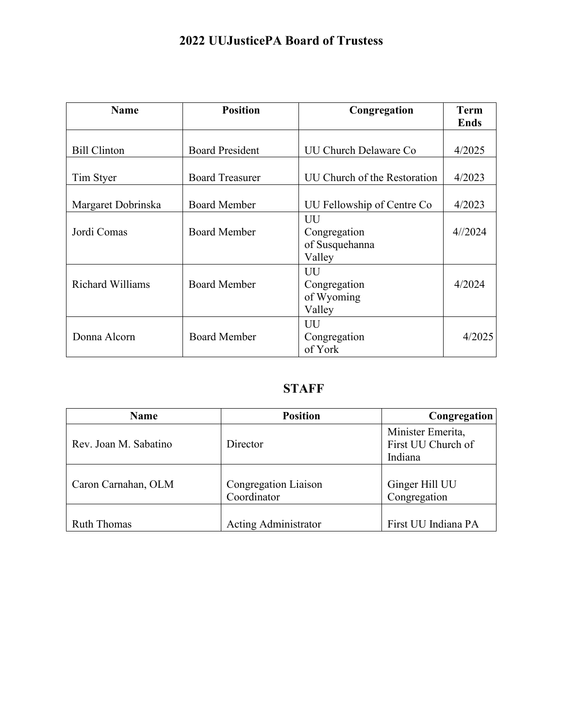# 2022 UUJusticePA Board of Trustess

| Name | Position | Congregation | Term Ends |
|---|---|---|---|
| Bill Clinton | Board President | UU Church Delaware Co | 4/2025 |
| Tim Styer | Board Treasurer | UU Church of the Restoration | 4/2023 |
| Margaret Dobrinska | Board Member | UU Fellowship of Centre Co | 4/2023 |
| Jordi Comas | Board Member | UU Congregation of Susquehanna Valley | 4//2024 |
| Richard Williams | Board Member | UU Congregation of Wyoming Valley | 4/2024 |
| Donna Alcorn | Board Member | UU Congregation of York | 4/2025 |

## STAFF

| Name | Position | Congregation |
|---|---|---|
| Rev. Joan M. Sabatino | Director | Minister Emerita, First UU Church of Indiana |
| Caron Carnahan, OLM | Congregation Liaison Coordinator | Ginger Hill UU Congregation |
| Ruth Thomas | Acting Administrator | First UU Indiana PA |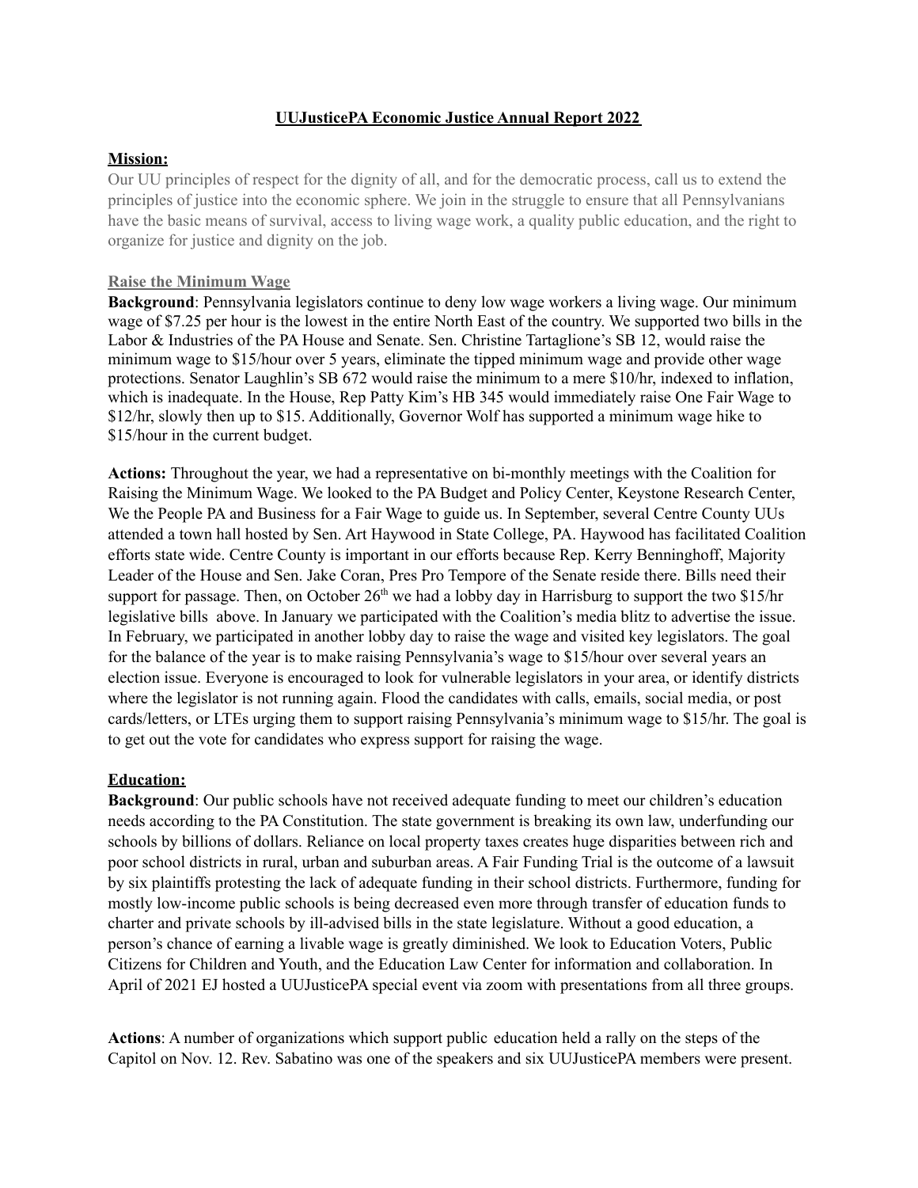# UUJusticePA Economic Justice Annual Report 2022

**Mission:**

Our UU principles of respect for the dignity of all, and for the democratic process, call us to extend the principles of justice into the economic sphere. We join in the struggle to ensure that all Pennsylvanians have the basic means of survival, access to living wage work, a quality public education, and the right to organize for justice and dignity on the job.

**Raise the Minimum Wage**

**Background**: Pennsylvania legislators continue to deny low wage workers a living wage. Our minimum wage of $7.25 per hour is the lowest in the entire North East of the country. We supported two bills in the Labor & Industries of the PA House and Senate. Sen. Christine Tartaglione's SB 12, would raise the minimum wage to $15/hour over 5 years, eliminate the tipped minimum wage and provide other wage protections. Senator Laughlin's SB 672 would raise the minimum to a mere $10/hr, indexed to inflation, which is inadequate. In the House, Rep Patty Kim's HB 345 would immediately raise One Fair Wage to $12/hr, slowly then up to $15. Additionally, Governor Wolf has supported a minimum wage hike to $15/hour in the current budget.

**Actions:** Throughout the year, we had a representative on bi-monthly meetings with the Coalition for Raising the Minimum Wage. We looked to the PA Budget and Policy Center, Keystone Research Center, We the People PA and Business for a Fair Wage to guide us. In September, several Centre County UUs attended a town hall hosted by Sen. Art Haywood in State College, PA. Haywood has facilitated Coalition efforts state wide. Centre County is important in our efforts because Rep. Kerry Benninghoff, Majority Leader of the House and Sen. Jake Coran, Pres Pro Tempore of the Senate reside there. Bills need their support for passage. Then, on October 26th we had a lobby day in Harrisburg to support the two $15/hr legislative bills above. In January we participated with the Coalition's media blitz to advertise the issue. In February, we participated in another lobby day to raise the wage and visited key legislators. The goal for the balance of the year is to make raising Pennsylvania's wage to $15/hour over several years an election issue. Everyone is encouraged to look for vulnerable legislators in your area, or identify districts where the legislator is not running again. Flood the candidates with calls, emails, social media, or post cards/letters, or LTEs urging them to support raising Pennsylvania's minimum wage to $15/hr. The goal is to get out the vote for candidates who express support for raising the wage.

**Education:**

**Background**: Our public schools have not received adequate funding to meet our children's education needs according to the PA Constitution. The state government is breaking its own law, underfunding our schools by billions of dollars. Reliance on local property taxes creates huge disparities between rich and poor school districts in rural, urban and suburban areas. A Fair Funding Trial is the outcome of a lawsuit by six plaintiffs protesting the lack of adequate funding in their school districts. Furthermore, funding for mostly low-income public schools is being decreased even more through transfer of education funds to charter and private schools by ill-advised bills in the state legislature. Without a good education, a person's chance of earning a livable wage is greatly diminished. We look to Education Voters, Public Citizens for Children and Youth, and the Education Law Center for information and collaboration. In April of 2021 EJ hosted a UUJusticePA special event via zoom with presentations from all three groups.

**Actions**: A number of organizations which support public education held a rally on the steps of the Capitol on Nov. 12. Rev. Sabatino was one of the speakers and six UUJusticePA members were present.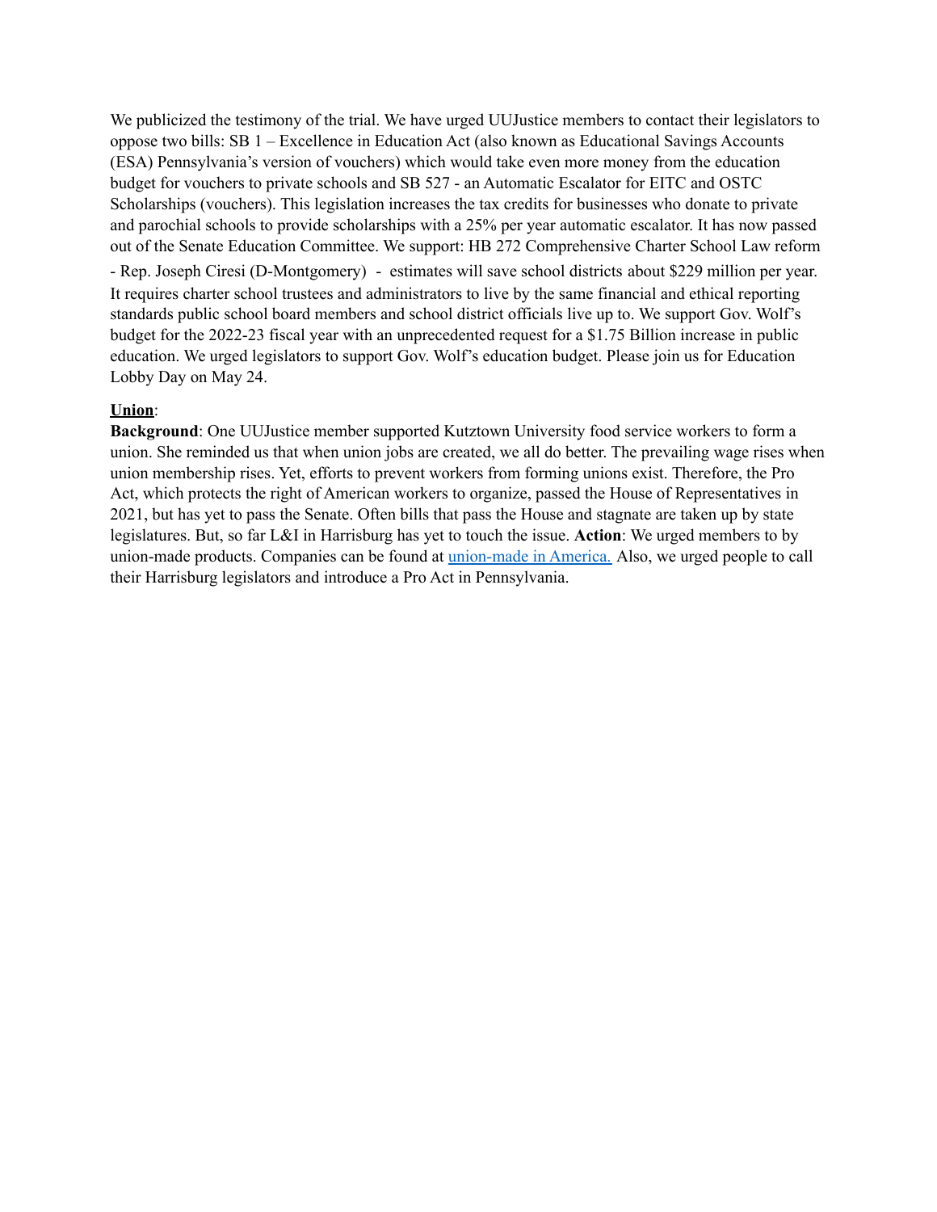We publicized the testimony of the trial. We have urged UUJustice members to contact their legislators to oppose two bills: SB 1 – Excellence in Education Act (also known as Educational Savings Accounts (ESA) Pennsylvania's version of vouchers) which would take even more money from the education budget for vouchers to private schools and SB 527 - an Automatic Escalator for EITC and OSTC Scholarships (vouchers). This legislation increases the tax credits for businesses who donate to private and parochial schools to provide scholarships with a 25% per year automatic escalator. It has now passed out of the Senate Education Committee. We support: HB 272 Comprehensive Charter School Law reform - Rep. Joseph Ciresi (D-Montgomery) - estimates will save school districts about $229 million per year. It requires charter school trustees and administrators to live by the same financial and ethical reporting standards public school board members and school district officials live up to. We support Gov. Wolf's budget for the 2022-23 fiscal year with an unprecedented request for a $1.75 Billion increase in public education. We urged legislators to support Gov. Wolf's education budget. Please join us for Education Lobby Day on May 24.

**Union**:

**Background**: One UUJustice member supported Kutztown University food service workers to form a union. She reminded us that when union jobs are created, we all do better. The prevailing wage rises when union membership rises. Yet, efforts to prevent workers from forming unions exist. Therefore, the Pro Act, which protects the right of American workers to organize, passed the House of Representatives in 2021, but has yet to pass the Senate. Often bills that pass the House and stagnate are taken up by state legislatures. But, so far L&I in Harrisburg has yet to touch the issue. **Action**: We urged members to by union-made products. Companies can be found at union-made in America. Also, we urged people to call their Harrisburg legislators and introduce a Pro Act in Pennsylvania.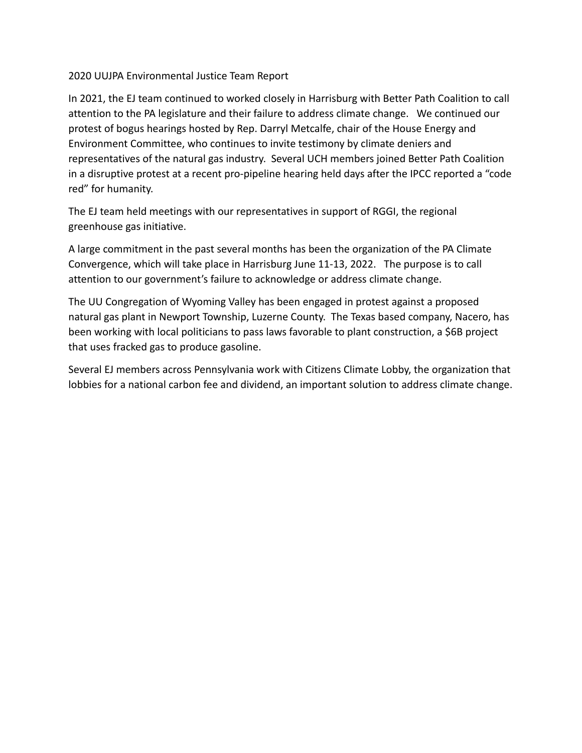2020 UUJPA Environmental Justice Team Report

In 2021, the EJ team continued to worked closely in Harrisburg with Better Path Coalition to call attention to the PA legislature and their failure to address climate change. We continued our protest of bogus hearings hosted by Rep. Darryl Metcalfe, chair of the House Energy and Environment Committee, who continues to invite testimony by climate deniers and representatives of the natural gas industry. Several UCH members joined Better Path Coalition in a disruptive protest at a recent pro-pipeline hearing held days after the IPCC reported a "code red" for humanity.

The EJ team held meetings with our representatives in support of RGGI, the regional greenhouse gas initiative.

A large commitment in the past several months has been the organization of the PA Climate Convergence, which will take place in Harrisburg June 11-13, 2022. The purpose is to call attention to our government's failure to acknowledge or address climate change.

The UU Congregation of Wyoming Valley has been engaged in protest against a proposed natural gas plant in Newport Township, Luzerne County. The Texas based company, Nacero, has been working with local politicians to pass laws favorable to plant construction, a $6B project that uses fracked gas to produce gasoline.

Several EJ members across Pennsylvania work with Citizens Climate Lobby, the organization that lobbies for a national carbon fee and dividend, an important solution to address climate change.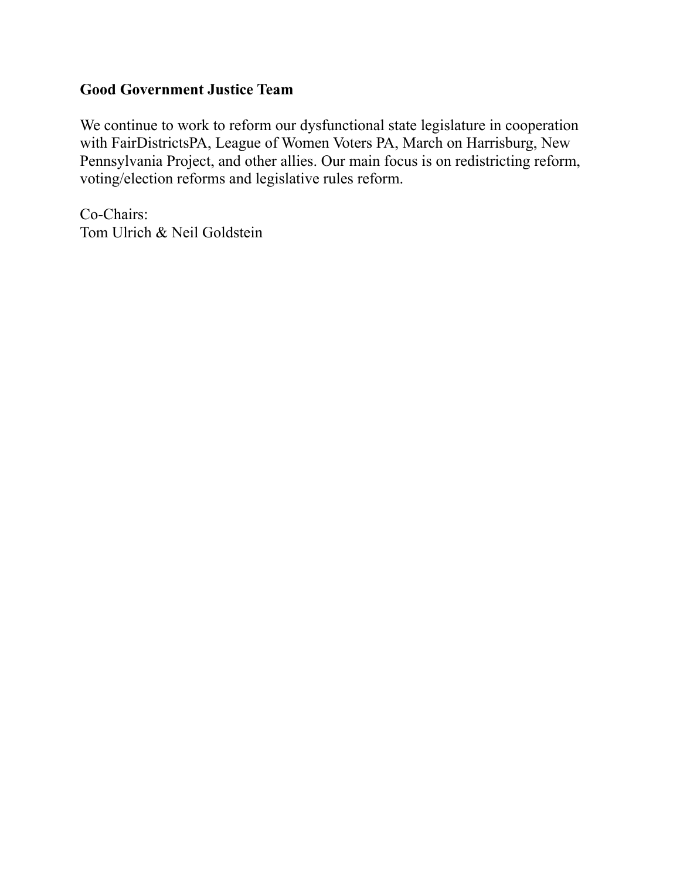**Good Government Justice Team**

We continue to work to reform our dysfunctional state legislature in cooperation with FairDistrictsPA, League of Women Voters PA, March on Harrisburg, New Pennsylvania Project, and other allies. Our main focus is on redistricting reform, voting/election reforms and legislative rules reform.

Co-Chairs:
Tom Ulrich & Neil Goldstein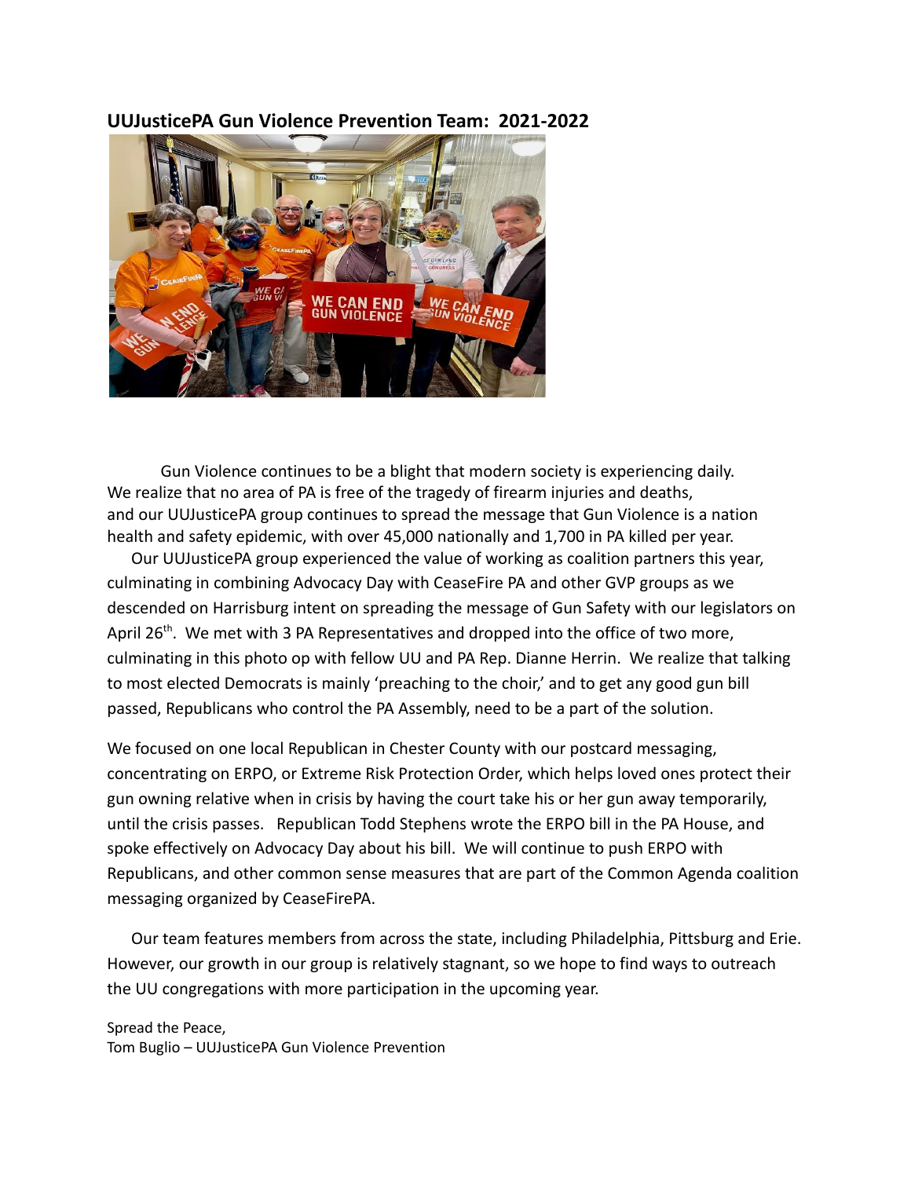**UUJusticePA Gun Violence Prevention Team: 2021-2022**

Gun Violence continues to be a blight that modern society is experiencing daily. We realize that no area of PA is free of the tragedy of firearm injuries and deaths, and our UUJusticePA group continues to spread the message that Gun Violence is a nation health and safety epidemic, with over 45,000 nationally and 1,700 in PA killed per year.

Our UUJusticePA group experienced the value of working as coalition partners this year, culminating in combining Advocacy Day with CeaseFire PA and other GVP groups as we descended on Harrisburg intent on spreading the message of Gun Safety with our legislators on April 26th. We met with 3 PA Representatives and dropped into the office of two more, culminating in this photo op with fellow UU and PA Rep. Dianne Herrin. We realize that talking to most elected Democrats is mainly 'preaching to the choir,' and to get any good gun bill passed, Republicans who control the PA Assembly, need to be a part of the solution.

We focused on one local Republican in Chester County with our postcard messaging, concentrating on ERPO, or Extreme Risk Protection Order, which helps loved ones protect their gun owning relative when in crisis by having the court take his or her gun away temporarily, until the crisis passes. Republican Todd Stephens wrote the ERPO bill in the PA House, and spoke effectively on Advocacy Day about his bill. We will continue to push ERPO with Republicans, and other common sense measures that are part of the Common Agenda coalition messaging organized by CeaseFirePA.

Our team features members from across the state, including Philadelphia, Pittsburg and Erie. However, our growth in our group is relatively stagnant, so we hope to find ways to outreach the UU congregations with more participation in the upcoming year.

Spread the Peace,
Tom Buglio – UUJusticePA Gun Violence Prevention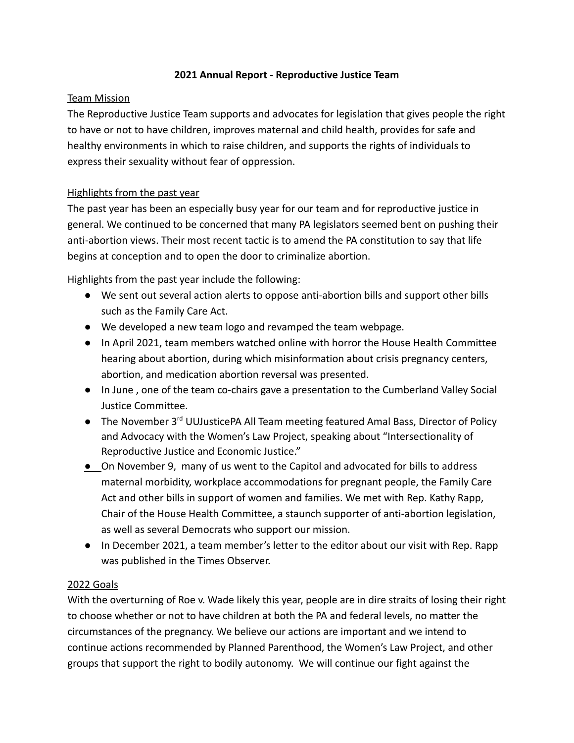**2021 Annual Report - Reproductive Justice Team**

Team Mission

The Reproductive Justice Team supports and advocates for legislation that gives people the right to have or not to have children, improves maternal and child health, provides for safe and healthy environments in which to raise children, and supports the rights of individuals to express their sexuality without fear of oppression.

Highlights from the past year

The past year has been an especially busy year for our team and for reproductive justice in general. We continued to be concerned that many PA legislators seemed bent on pushing their anti-abortion views. Their most recent tactic is to amend the PA constitution to say that life begins at conception and to open the door to criminalize abortion.

Highlights from the past year include the following:

- We sent out several action alerts to oppose anti-abortion bills and support other bills such as the Family Care Act.
- We developed a new team logo and revamped the team webpage.
- In April 2021, team members watched online with horror the House Health Committee hearing about abortion, during which misinformation about crisis pregnancy centers, abortion, and medication abortion reversal was presented.
- In June , one of the team co-chairs gave a presentation to the Cumberland Valley Social Justice Committee.
- The November 3rd UUJusticePA All Team meeting featured Amal Bass, Director of Policy and Advocacy with the Women's Law Project, speaking about "Intersectionality of Reproductive Justice and Economic Justice."
- On November 9, many of us went to the Capitol and advocated for bills to address maternal morbidity, workplace accommodations for pregnant people, the Family Care Act and other bills in support of women and families. We met with Rep. Kathy Rapp, Chair of the House Health Committee, a staunch supporter of anti-abortion legislation, as well as several Democrats who support our mission.
- In December 2021, a team member's letter to the editor about our visit with Rep. Rapp was published in the Times Observer.

2022 Goals

With the overturning of Roe v. Wade likely this year, people are in dire straits of losing their right to choose whether or not to have children at both the PA and federal levels, no matter the circumstances of the pregnancy. We believe our actions are important and we intend to continue actions recommended by Planned Parenthood, the Women's Law Project, and other groups that support the right to bodily autonomy. We will continue our fight against the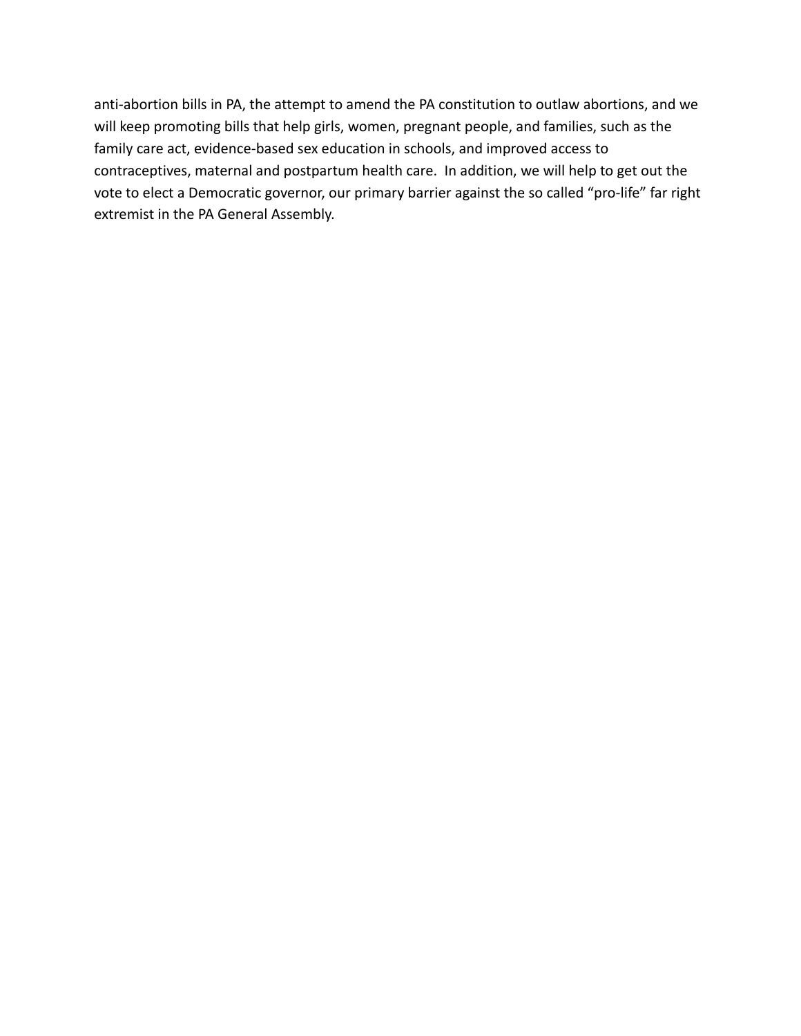anti-abortion bills in PA, the attempt to amend the PA constitution to outlaw abortions, and we will keep promoting bills that help girls, women, pregnant people, and families, such as the family care act, evidence-based sex education in schools, and improved access to contraceptives, maternal and postpartum health care.  In addition, we will help to get out the vote to elect a Democratic governor, our primary barrier against the so called "pro-life" far right extremist in the PA General Assembly.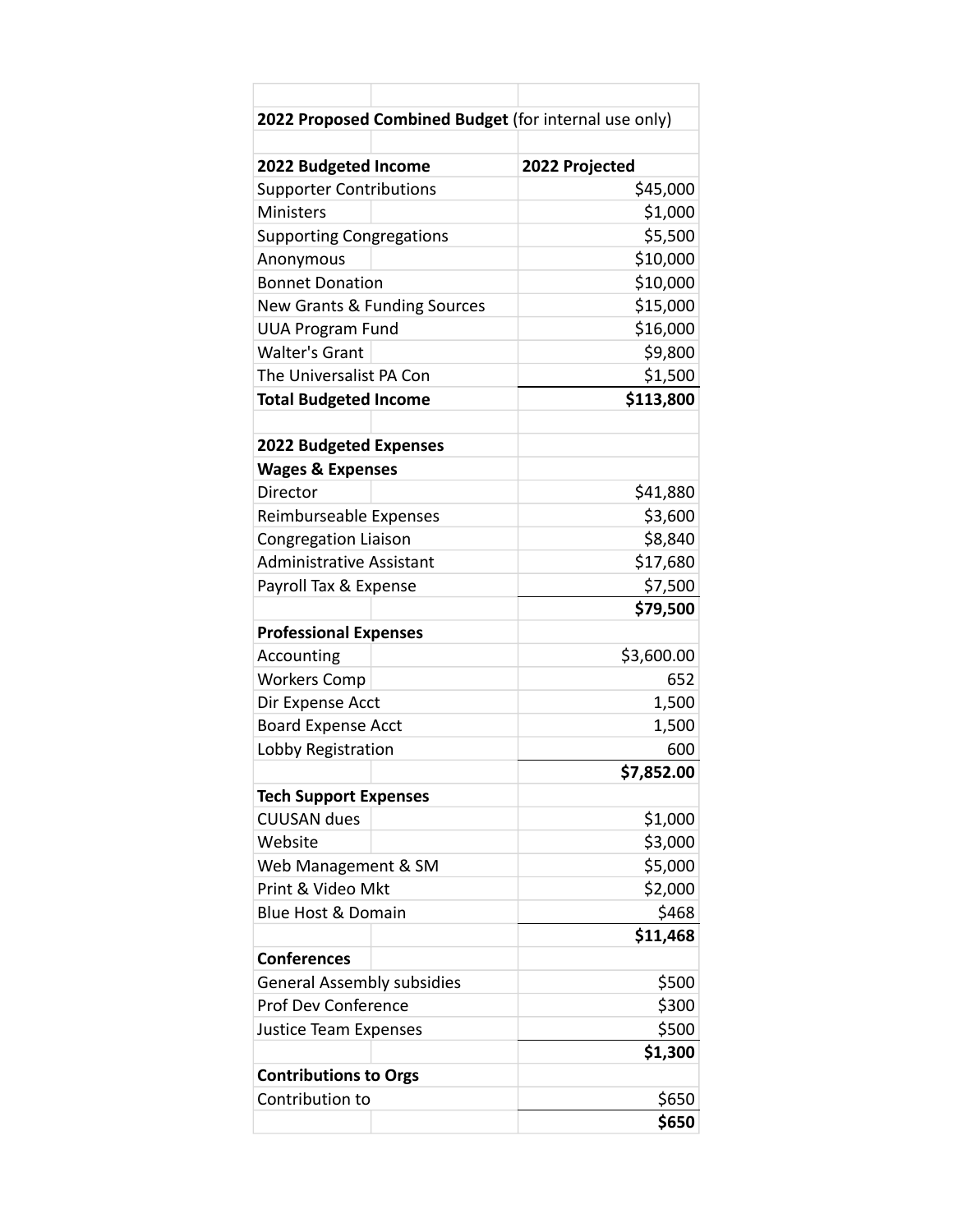| **2022 Proposed Combined Budget** (for internal use only) | |
|---|---|
| | |
| **2022 Budgeted Income** | **2022 Projected** |
| Supporter Contributions | $45,000 |
| Ministers | $1,000 |
| Supporting Congregations | $5,500 |
| Anonymous | $10,000 |
| Bonnet Donation | $10,000 |
| New Grants & Funding Sources | $15,000 |
| UUA Program Fund | $16,000 |
| Walter's Grant | $9,800 |
| The Universalist PA Con | $1,500 |
| **Total Budgeted Income** | **$113,800** |
| | |
| **2022 Budgeted Expenses** | |
| **Wages & Expenses** | |
| Director | $41,880 |
| Reimburseable Expenses | $3,600 |
| Congregation Liaison | $8,840 |
| Administrative Assistant | $17,680 |
| Payroll Tax & Expense | $7,500 |
| | **$79,500** |
| **Professional Expenses** | |
| Accounting | $3,600.00 |
| Workers Comp | 652 |
| Dir Expense Acct | 1,500 |
| Board Expense Acct | 1,500 |
| Lobby Registration | 600 |
| | **$7,852.00** |
| **Tech Support Expenses** | |
| CUUSAN dues | $1,000 |
| Website | $3,000 |
| Web Management & SM | $5,000 |
| Print & Video Mkt | $2,000 |
| Blue Host & Domain | $468 |
| | **$11,468** |
| **Conferences** | |
| General Assembly subsidies | $500 |
| Prof Dev Conference | $300 |
| Justice Team Expenses | $500 |
| | **$1,300** |
| **Contributions to Orgs** | |
| Contribution to | $650 |
| | **$650** |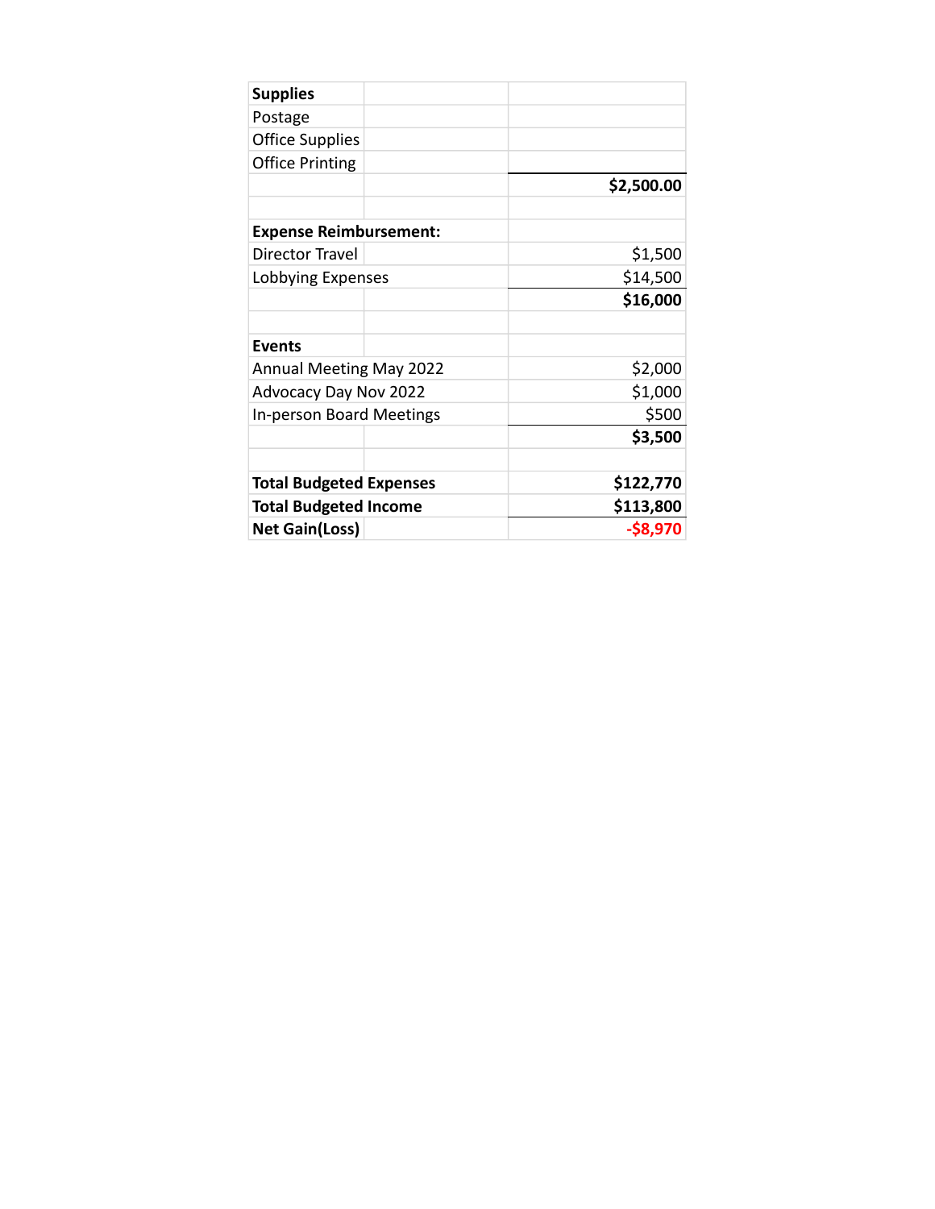| | | |
|---|---|---|
| **Supplies** | | |
| Postage | | |
| Office Supplies | | |
| Office Printing | | |
| | | **$2,500.00** |
| | | |
| **Expense Reimbursement:** | | |
| Director Travel | | $1,500 |
| Lobbying Expenses | | $14,500 |
| | | **$16,000** |
| | | |
| **Events** | | |
| Annual Meeting May 2022 | | $2,000 |
| Advocacy Day Nov 2022 | | $1,000 |
| In-person Board Meetings | | $500 |
| | | **$3,500** |
| | | |
| **Total Budgeted Expenses** | | **$122,770** |
| **Total Budgeted Income** | | **$113,800** |
| **Net Gain(Loss)** | | **-$8,970** |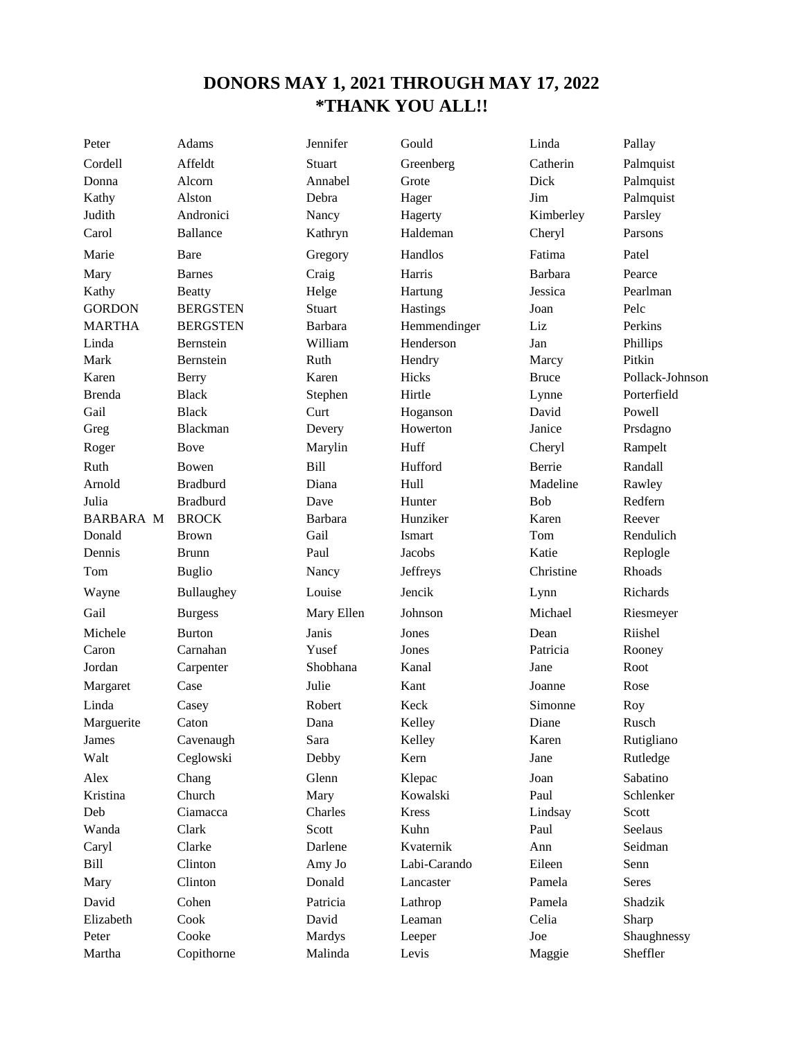# DONORS MAY 1, 2021 THROUGH MAY 17, 2022
# *THANK YOU ALL!!

| | | | | | |
|---|---|---|---|---|---|
| Peter | Adams | Jennifer | Gould | Linda | Pallay |
| Cordell | Affeldt | Stuart | Greenberg | Catherin | Palmquist |
| Donna | Alcorn | Annabel | Grote | Dick | Palmquist |
| Kathy | Alston | Debra | Hager | Jim | Palmquist |
| Judith | Andronici | Nancy | Hagerty | Kimberley | Parsley |
| Carol | Ballance | Kathryn | Haldeman | Cheryl | Parsons |
| Marie | Bare | Gregory | Handlos | Fatima | Patel |
| Mary | Barnes | Craig | Harris | Barbara | Pearce |
| Kathy | Beatty | Helge | Hartung | Jessica | Pearlman |
| GORDON | BERGSTEN | Stuart | Hastings | Joan | Pelc |
| MARTHA | BERGSTEN | Barbara | Hemmendinger | Liz | Perkins |
| Linda | Bernstein | William | Henderson | Jan | Phillips |
| Mark | Bernstein | Ruth | Hendry | Marcy | Pitkin |
| Karen | Berry | Karen | Hicks | Bruce | Pollack-Johnson |
| Brenda | Black | Stephen | Hirtle | Lynne | Porterfield |
| Gail | Black | Curt | Hoganson | David | Powell |
| Greg | Blackman | Devery | Howerton | Janice | Prsdagno |
| Roger | Bove | Marylin | Huff | Cheryl | Rampelt |
| Ruth | Bowen | Bill | Hufford | Berrie | Randall |
| Arnold | Bradburd | Diana | Hull | Madeline | Rawley |
| Julia | Bradburd | Dave | Hunter | Bob | Redfern |
| BARBARA M | BROCK | Barbara | Hunziker | Karen | Reever |
| Donald | Brown | Gail | Ismart | Tom | Rendulich |
| Dennis | Brunn | Paul | Jacobs | Katie | Replogle |
| Tom | Buglio | Nancy | Jeffreys | Christine | Rhoads |
| Wayne | Bullaughey | Louise | Jencik | Lynn | Richards |
| Gail | Burgess | Mary Ellen | Johnson | Michael | Riesmeyer |
| Michele | Burton | Janis | Jones | Dean | Riishel |
| Caron | Carnahan | Yusef | Jones | Patricia | Rooney |
| Jordan | Carpenter | Shobhana | Kanal | Jane | Root |
| Margaret | Case | Julie | Kant | Joanne | Rose |
| Linda | Casey | Robert | Keck | Simonne | Roy |
| Marguerite | Caton | Dana | Kelley | Diane | Rusch |
| James | Cavenaugh | Sara | Kelley | Karen | Rutigliano |
| Walt | Ceglowski | Debby | Kern | Jane | Rutledge |
| Alex | Chang | Glenn | Klepac | Joan | Sabatino |
| Kristina | Church | Mary | Kowalski | Paul | Schlenker |
| Deb | Ciamacca | Charles | Kress | Lindsay | Scott |
| Wanda | Clark | Scott | Kuhn | Paul | Seelaus |
| Caryl | Clarke | Darlene | Kvaternik | Ann | Seidman |
| Bill | Clinton | Amy Jo | Labi-Carando | Eileen | Senn |
| Mary | Clinton | Donald | Lancaster | Pamela | Seres |
| David | Cohen | Patricia | Lathrop | Pamela | Shadzik |
| Elizabeth | Cook | David | Leaman | Celia | Sharp |
| Peter | Cooke | Mardys | Leeper | Joe | Shaughnessy |
| Martha | Copithorne | Malinda | Levis | Maggie | Sheffler |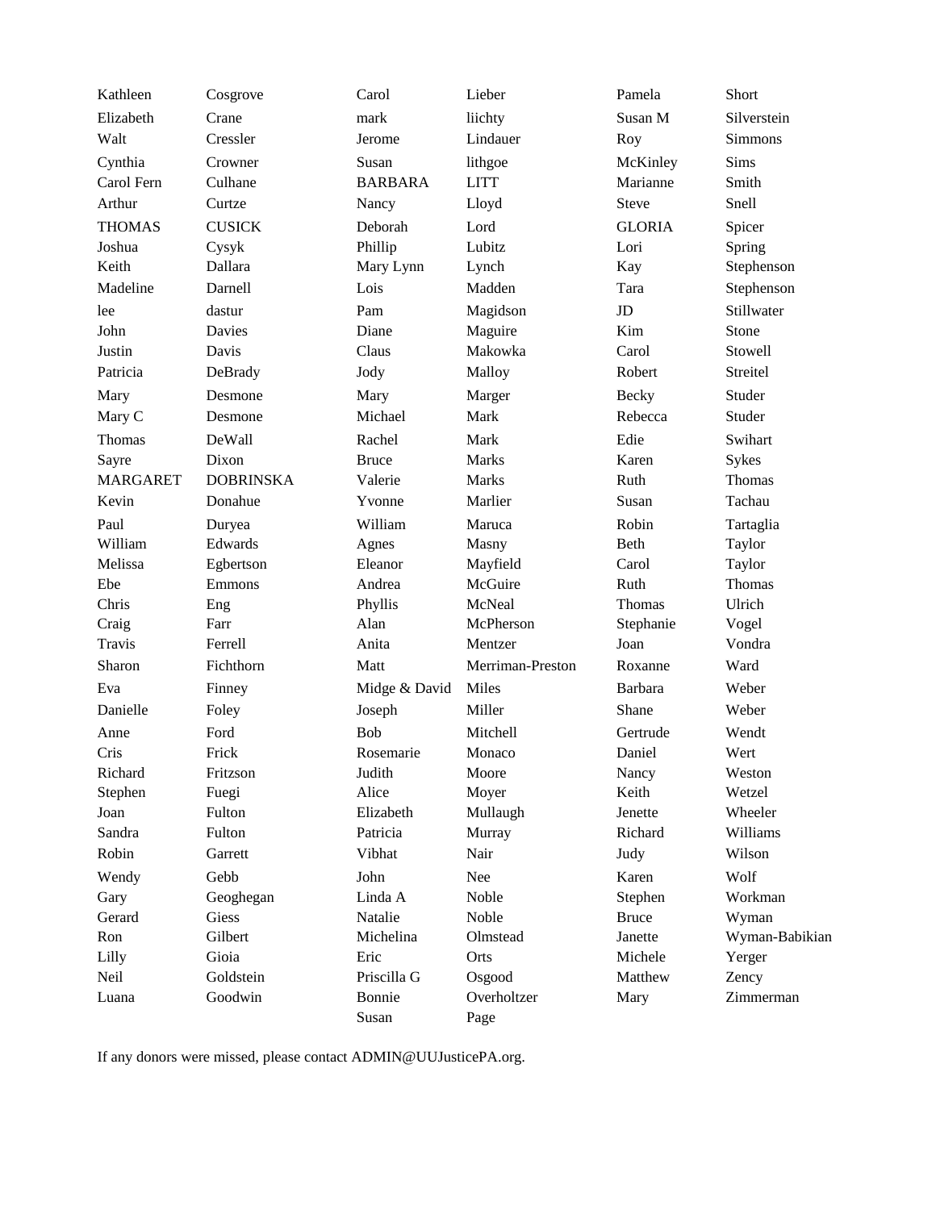| | | | | | |
|---|---|---|---|---|---|
| Kathleen | Cosgrove | Carol | Lieber | Pamela | Short |
| Elizabeth | Crane | mark | liichty | Susan M | Silverstein |
| Walt | Cressler | Jerome | Lindauer | Roy | Simmons |
| Cynthia | Crowner | Susan | lithgoe | McKinley | Sims |
| Carol Fern | Culhane | BARBARA | LITT | Marianne | Smith |
| Arthur | Curtze | Nancy | Lloyd | Steve | Snell |
| THOMAS | CUSICK | Deborah | Lord | GLORIA | Spicer |
| Joshua | Cysyk | Phillip | Lubitz | Lori | Spring |
| Keith | Dallara | Mary Lynn | Lynch | Kay | Stephenson |
| Madeline | Darnell | Lois | Madden | Tara | Stephenson |
| lee | dastur | Pam | Magidson | JD | Stillwater |
| John | Davies | Diane | Maguire | Kim | Stone |
| Justin | Davis | Claus | Makowka | Carol | Stowell |
| Patricia | DeBrady | Jody | Malloy | Robert | Streitel |
| Mary | Desmone | Mary | Marger | Becky | Studer |
| Mary C | Desmone | Michael | Mark | Rebecca | Studer |
| Thomas | DeWall | Rachel | Mark | Edie | Swihart |
| Sayre | Dixon | Bruce | Marks | Karen | Sykes |
| MARGARET | DOBRINSKA | Valerie | Marks | Ruth | Thomas |
| Kevin | Donahue | Yvonne | Marlier | Susan | Tachau |
| Paul | Duryea | William | Maruca | Robin | Tartaglia |
| William | Edwards | Agnes | Masny | Beth | Taylor |
| Melissa | Egbertson | Eleanor | Mayfield | Carol | Taylor |
| Ebe | Emmons | Andrea | McGuire | Ruth | Thomas |
| Chris | Eng | Phyllis | McNeal | Thomas | Ulrich |
| Craig | Farr | Alan | McPherson | Stephanie | Vogel |
| Travis | Ferrell | Anita | Mentzer | Joan | Vondra |
| Sharon | Fichthorn | Matt | Merriman-Preston | Roxanne | Ward |
| Eva | Finney | Midge & David | Miles | Barbara | Weber |
| Danielle | Foley | Joseph | Miller | Shane | Weber |
| Anne | Ford | Bob | Mitchell | Gertrude | Wendt |
| Cris | Frick | Rosemarie | Monaco | Daniel | Wert |
| Richard | Fritzson | Judith | Moore | Nancy | Weston |
| Stephen | Fuegi | Alice | Moyer | Keith | Wetzel |
| Joan | Fulton | Elizabeth | Mullaugh | Jenette | Wheeler |
| Sandra | Fulton | Patricia | Murray | Richard | Williams |
| Robin | Garrett | Vibhat | Nair | Judy | Wilson |
| Wendy | Gebb | John | Nee | Karen | Wolf |
| Gary | Geoghegan | Linda A | Noble | Stephen | Workman |
| Gerard | Giess | Natalie | Noble | Bruce | Wyman |
| Ron | Gilbert | Michelina | Olmstead | Janette | Wyman-Babikian |
| Lilly | Gioia | Eric | Orts | Michele | Yerger |
| Neil | Goldstein | Priscilla G | Osgood | Matthew | Zency |
| Luana | Goodwin | Bonnie | Overholtzer | Mary | Zimmerman |
| | | Susan | Page | | |

If any donors were missed, please contact ADMIN@UUJusticePA.org.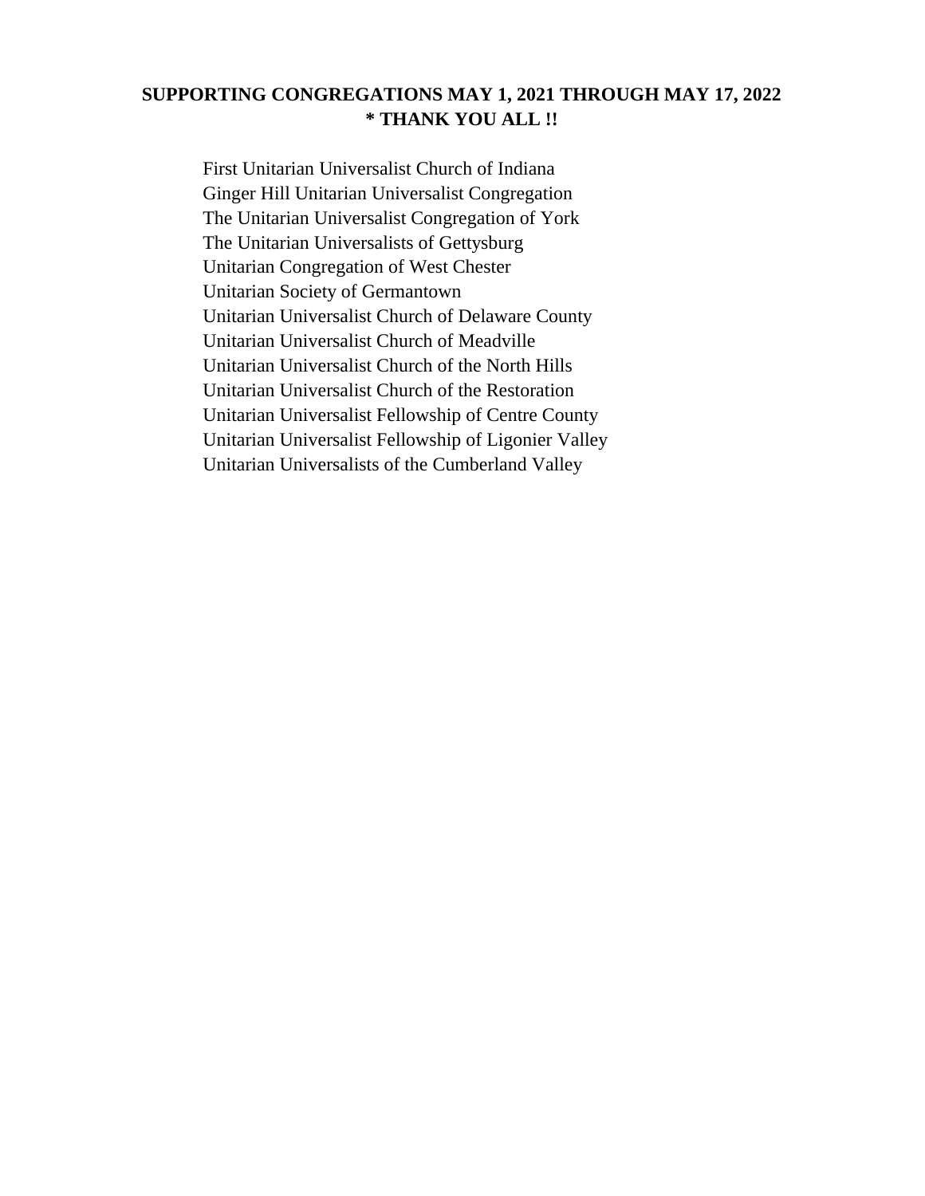**SUPPORTING CONGREGATIONS MAY 1, 2021 THROUGH MAY 17, 2022**
**\* THANK YOU ALL !!**

First Unitarian Universalist Church of Indiana
Ginger Hill Unitarian Universalist Congregation
The Unitarian Universalist Congregation of York
The Unitarian Universalists of Gettysburg
Unitarian Congregation of West Chester
Unitarian Society of Germantown
Unitarian Universalist Church of Delaware County
Unitarian Universalist Church of Meadville
Unitarian Universalist Church of the North Hills
Unitarian Universalist Church of the Restoration
Unitarian Universalist Fellowship of Centre County
Unitarian Universalist Fellowship of Ligonier Valley
Unitarian Universalists of the Cumberland Valley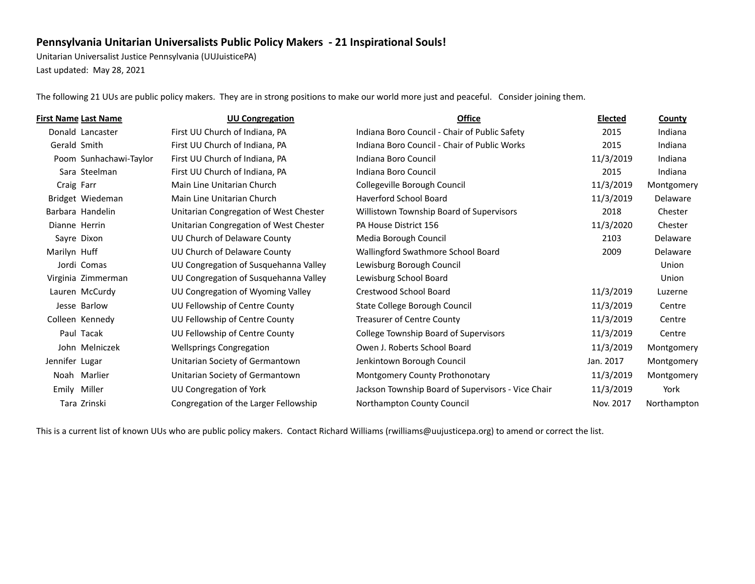**Pennsylvania Unitarian Universalists Public Policy Makers - 21 Inspirational Souls!**

Unitarian Universalist Justice Pennsylvania (UUJuisticePA)

Last updated: May 28, 2021

The following 21 UUs are public policy makers. They are in strong positions to make our world more just and peaceful. Consider joining them.

| First Name | Last Name | UU Congregation | Office | Elected | County |
|---|---|---|---|---|---|
| Donald | Lancaster | First UU Church of Indiana, PA | Indiana Boro Council - Chair of Public Safety | 2015 | Indiana |
| Gerald | Smith | First UU Church of Indiana, PA | Indiana Boro Council - Chair of Public Works | 2015 | Indiana |
| Poom | Sunhachawi-Taylor | First UU Church of Indiana, PA | Indiana Boro Council | 11/3/2019 | Indiana |
| Sara | Steelman | First UU Church of Indiana, PA | Indiana Boro Council | 2015 | Indiana |
| Craig | Farr | Main Line Unitarian Church | Collegeville Borough Council | 11/3/2019 | Montgomery |
| Bridget | Wiedeman | Main Line Unitarian Church | Haverford School Board | 11/3/2019 | Delaware |
| Barbara | Handelin | Unitarian Congregation of West Chester | Willistown Township Board of Supervisors | 2018 | Chester |
| Dianne | Herrin | Unitarian Congregation of West Chester | PA House District 156 | 11/3/2020 | Chester |
| Sayre | Dixon | UU Church of Delaware County | Media Borough Council | 2103 | Delaware |
| Marilyn | Huff | UU Church of Delaware County | Wallingford Swathmore School Board | 2009 | Delaware |
| Jordi | Comas | UU Congregation of Susquehanna Valley | Lewisburg Borough Council | | Union |
| Virginia | Zimmerman | UU Congregation of Susquehanna Valley | Lewisburg School Board | | Union |
| Lauren | McCurdy | UU Congregation of Wyoming Valley | Crestwood School Board | 11/3/2019 | Luzerne |
| Jesse | Barlow | UU Fellowship of Centre County | State College Borough Council | 11/3/2019 | Centre |
| Colleen | Kennedy | UU Fellowship of Centre County | Treasurer of Centre County | 11/3/2019 | Centre |
| Paul | Tacak | UU Fellowship of Centre County | College Township Board of Supervisors | 11/3/2019 | Centre |
| John | Melniczek | Wellsprings Congregation | Owen J. Roberts School Board | 11/3/2019 | Montgomery |
| Jennifer | Lugar | Unitarian Society of Germantown | Jenkintown Borough Council | Jan. 2017 | Montgomery |
| Noah | Marlier | Unitarian Society of Germantown | Montgomery County Prothonotary | 11/3/2019 | Montgomery |
| Emily | Miller | UU Congregation of York | Jackson Township Board of Supervisors - Vice Chair | 11/3/2019 | York |
| Tara | Zrinski | Congregation of the Larger Fellowship | Northampton County Council | Nov. 2017 | Northampton |

This is a current list of known UUs who are public policy makers. Contact Richard Williams (rwilliams@uujusticepa.org) to amend or correct the list.